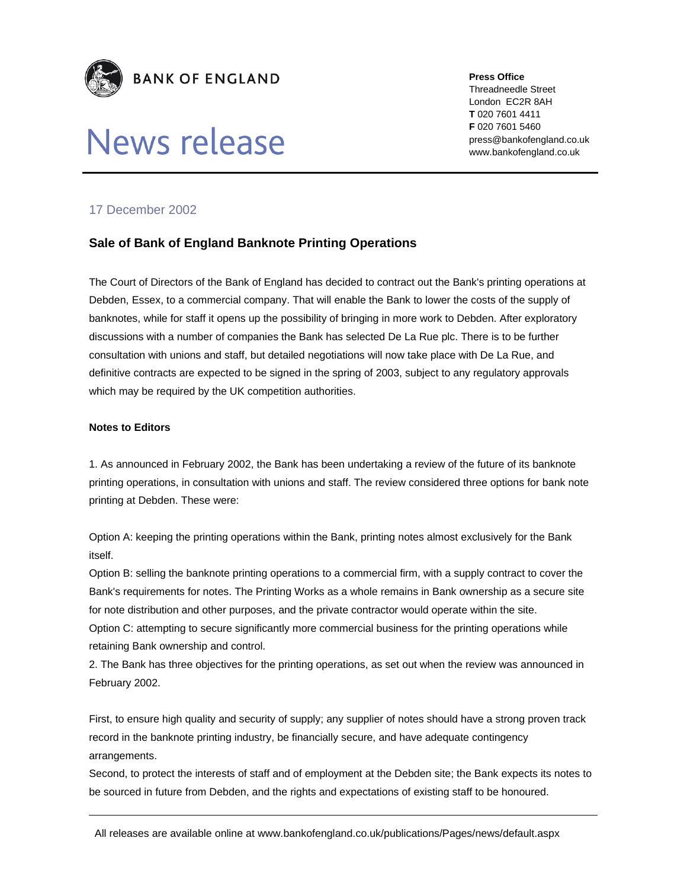**BANK OF ENGLAND**

# News release

**Press Office**
Threadneedle Street
London EC2R 8AH
**T** 020 7601 4411
**F** 020 7601 5460
press@bankofengland.co.uk
www.bankofengland.co.uk

17 December 2002

## Sale of Bank of England Banknote Printing Operations

The Court of Directors of the Bank of England has decided to contract out the Bank's printing operations at Debden, Essex, to a commercial company. That will enable the Bank to lower the costs of the supply of banknotes, while for staff it opens up the possibility of bringing in more work to Debden. After exploratory discussions with a number of companies the Bank has selected De La Rue plc. There is to be further consultation with unions and staff, but detailed negotiations will now take place with De La Rue, and definitive contracts are expected to be signed in the spring of 2003, subject to any regulatory approvals which may be required by the UK competition authorities.

**Notes to Editors**

1. As announced in February 2002, the Bank has been undertaking a review of the future of its banknote printing operations, in consultation with unions and staff. The review considered three options for bank note printing at Debden. These were:

Option A: keeping the printing operations within the Bank, printing notes almost exclusively for the Bank itself.
Option B: selling the banknote printing operations to a commercial firm, with a supply contract to cover the Bank's requirements for notes. The Printing Works as a whole remains in Bank ownership as a secure site for note distribution and other purposes, and the private contractor would operate within the site.
Option C: attempting to secure significantly more commercial business for the printing operations while retaining Bank ownership and control.

2. The Bank has three objectives for the printing operations, as set out when the review was announced in February 2002.

First, to ensure high quality and security of supply; any supplier of notes should have a strong proven track record in the banknote printing industry, be financially secure, and have adequate contingency arrangements.
Second, to protect the interests of staff and of employment at the Debden site; the Bank expects its notes to be sourced in future from Debden, and the rights and expectations of existing staff to be honoured.

All releases are available online at www.bankofengland.co.uk/publications/Pages/news/default.aspx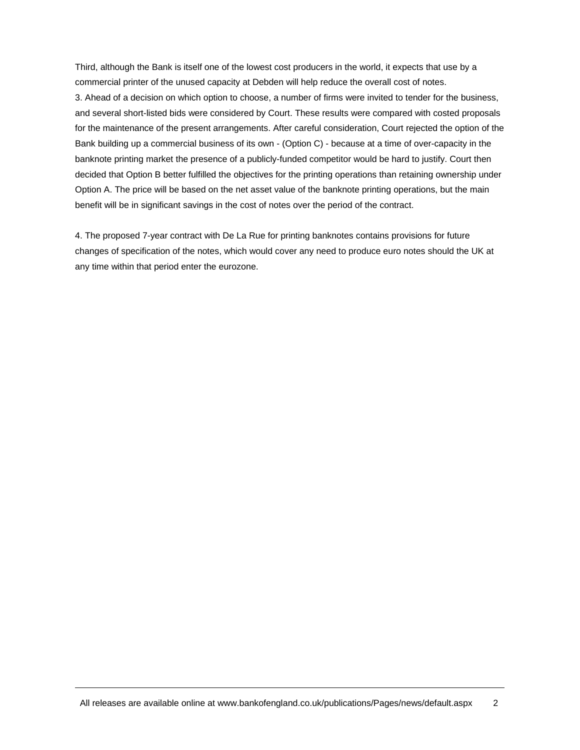Third, although the Bank is itself one of the lowest cost producers in the world, it expects that use by a commercial printer of the unused capacity at Debden will help reduce the overall cost of notes.

3. Ahead of a decision on which option to choose, a number of firms were invited to tender for the business, and several short-listed bids were considered by Court. These results were compared with costed proposals for the maintenance of the present arrangements. After careful consideration, Court rejected the option of the Bank building up a commercial business of its own - (Option C) - because at a time of over-capacity in the banknote printing market the presence of a publicly-funded competitor would be hard to justify. Court then decided that Option B better fulfilled the objectives for the printing operations than retaining ownership under Option A. The price will be based on the net asset value of the banknote printing operations, but the main benefit will be in significant savings in the cost of notes over the period of the contract.

4. The proposed 7-year contract with De La Rue for printing banknotes contains provisions for future changes of specification of the notes, which would cover any need to produce euro notes should the UK at any time within that period enter the eurozone.